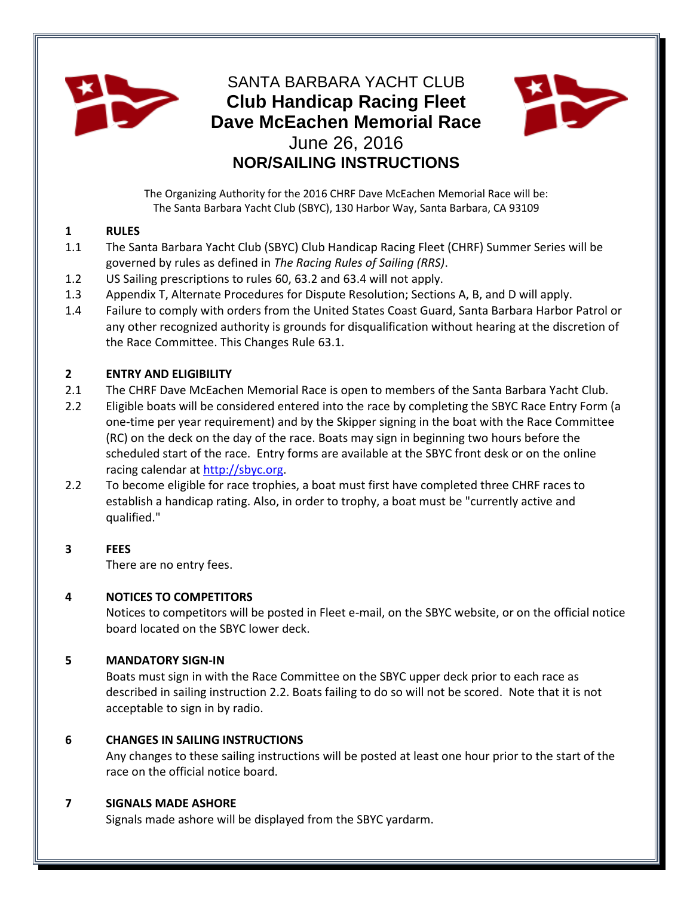# SANTA BARBARA YACHT CLUB
# Club Handicap Racing Fleet
# Dave McEachen Memorial Race
## June 26, 2016
## NOR/SAILING INSTRUCTIONS

The Organizing Authority for the 2016 CHRF Dave McEachen Memorial Race will be:
The Santa Barbara Yacht Club (SBYC), 130 Harbor Way, Santa Barbara, CA 93109

### 1 RULES

1.1 The Santa Barbara Yacht Club (SBYC) Club Handicap Racing Fleet (CHRF) Summer Series will be governed by rules as defined in *The Racing Rules of Sailing (RRS)*.

1.2 US Sailing prescriptions to rules 60, 63.2 and 63.4 will not apply.

1.3 Appendix T, Alternate Procedures for Dispute Resolution; Sections A, B, and D will apply.

1.4 Failure to comply with orders from the United States Coast Guard, Santa Barbara Harbor Patrol or any other recognized authority is grounds for disqualification without hearing at the discretion of the Race Committee. This Changes Rule 63.1.

### 2 ENTRY AND ELIGIBILITY

2.1 The CHRF Dave McEachen Memorial Race is open to members of the Santa Barbara Yacht Club.

2.2 Eligible boats will be considered entered into the race by completing the SBYC Race Entry Form (a one-time per year requirement) and by the Skipper signing in the boat with the Race Committee (RC) on the deck on the day of the race. Boats may sign in beginning two hours before the scheduled start of the race. Entry forms are available at the SBYC front desk or on the online racing calendar at [http://sbyc.org](http://sbyc.org).

2.2 To become eligible for race trophies, a boat must first have completed three CHRF races to establish a handicap rating. Also, in order to trophy, a boat must be "currently active and qualified."

### 3 FEES

There are no entry fees.

### 4 NOTICES TO COMPETITORS

Notices to competitors will be posted in Fleet e-mail, on the SBYC website, or on the official notice board located on the SBYC lower deck.

### 5 MANDATORY SIGN-IN

Boats must sign in with the Race Committee on the SBYC upper deck prior to each race as described in sailing instruction 2.2. Boats failing to do so will not be scored. Note that it is not acceptable to sign in by radio.

### 6 CHANGES IN SAILING INSTRUCTIONS

Any changes to these sailing instructions will be posted at least one hour prior to the start of the race on the official notice board.

### 7 SIGNALS MADE ASHORE

Signals made ashore will be displayed from the SBYC yardarm.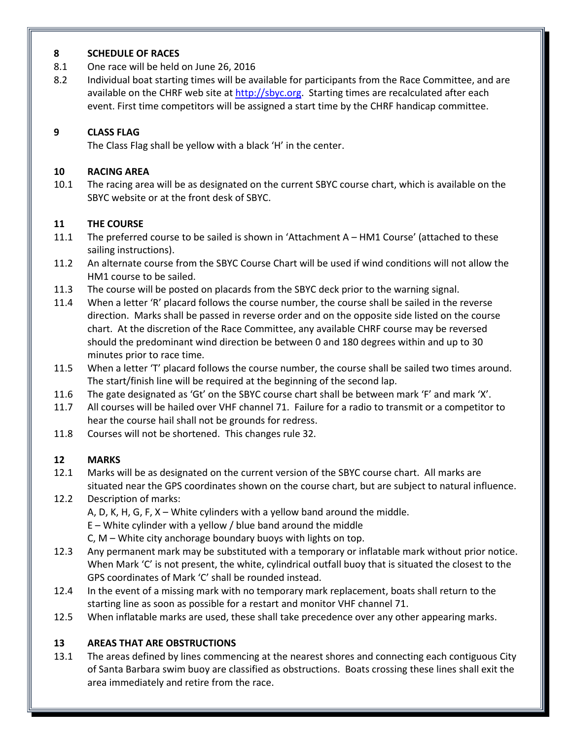## 8 SCHEDULE OF RACES

8.1 One race will be held on June 26, 2016

8.2 Individual boat starting times will be available for participants from the Race Committee, and are available on the CHRF web site at http://sbyc.org. Starting times are recalculated after each event. First time competitors will be assigned a start time by the CHRF handicap committee.

## 9 CLASS FLAG

The Class Flag shall be yellow with a black 'H' in the center.

## 10 RACING AREA

10.1 The racing area will be as designated on the current SBYC course chart, which is available on the SBYC website or at the front desk of SBYC.

## 11 THE COURSE

11.1 The preferred course to be sailed is shown in 'Attachment A – HM1 Course' (attached to these sailing instructions).

11.2 An alternate course from the SBYC Course Chart will be used if wind conditions will not allow the HM1 course to be sailed.

11.3 The course will be posted on placards from the SBYC deck prior to the warning signal.

11.4 When a letter 'R' placard follows the course number, the course shall be sailed in the reverse direction. Marks shall be passed in reverse order and on the opposite side listed on the course chart. At the discretion of the Race Committee, any available CHRF course may be reversed should the predominant wind direction be between 0 and 180 degrees within and up to 30 minutes prior to race time.

11.5 When a letter 'T' placard follows the course number, the course shall be sailed two times around. The start/finish line will be required at the beginning of the second lap.

11.6 The gate designated as 'Gt' on the SBYC course chart shall be between mark 'F' and mark 'X'.

11.7 All courses will be hailed over VHF channel 71. Failure for a radio to transmit or a competitor to hear the course hail shall not be grounds for redress.

11.8 Courses will not be shortened. This changes rule 32.

## 12 MARKS

12.1 Marks will be as designated on the current version of the SBYC course chart. All marks are situated near the GPS coordinates shown on the course chart, but are subject to natural influence.

12.2 Description of marks:

A, D, K, H, G, F, X – White cylinders with a yellow band around the middle.

E – White cylinder with a yellow / blue band around the middle

C, M – White city anchorage boundary buoys with lights on top.

12.3 Any permanent mark may be substituted with a temporary or inflatable mark without prior notice. When Mark 'C' is not present, the white, cylindrical outfall buoy that is situated the closest to the GPS coordinates of Mark 'C' shall be rounded instead.

12.4 In the event of a missing mark with no temporary mark replacement, boats shall return to the starting line as soon as possible for a restart and monitor VHF channel 71.

12.5 When inflatable marks are used, these shall take precedence over any other appearing marks.

## 13 AREAS THAT ARE OBSTRUCTIONS

13.1 The areas defined by lines commencing at the nearest shores and connecting each contiguous City of Santa Barbara swim buoy are classified as obstructions. Boats crossing these lines shall exit the area immediately and retire from the race.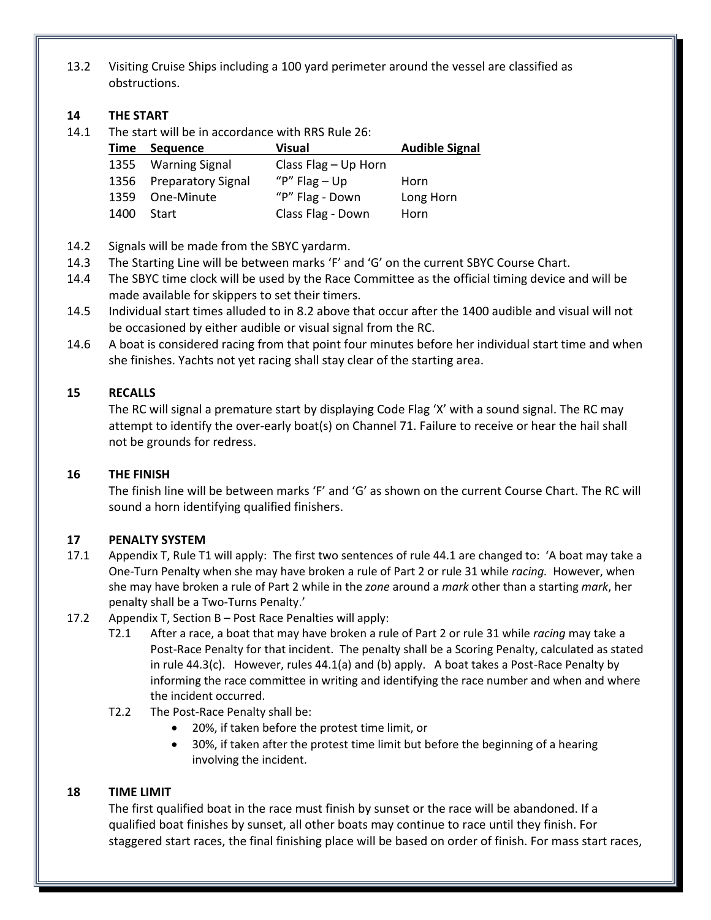13.2 Visiting Cruise Ships including a 100 yard perimeter around the vessel are classified as obstructions.

## 14 THE START

14.1 The start will be in accordance with RRS Rule 26:

| Time | Sequence | Visual | Audible Signal |
|---|---|---|---|
| 1355 | Warning Signal | Class Flag – Up Horn | |
| 1356 | Preparatory Signal | "P" Flag – Up | Horn |
| 1359 | One-Minute | "P" Flag - Down | Long Horn |
| 1400 | Start | Class Flag - Down | Horn |

14.2 Signals will be made from the SBYC yardarm.

14.3 The Starting Line will be between marks 'F' and 'G' on the current SBYC Course Chart.

14.4 The SBYC time clock will be used by the Race Committee as the official timing device and will be made available for skippers to set their timers.

14.5 Individual start times alluded to in 8.2 above that occur after the 1400 audible and visual will not be occasioned by either audible or visual signal from the RC.

14.6 A boat is considered racing from that point four minutes before her individual start time and when she finishes. Yachts not yet racing shall stay clear of the starting area.

## 15 RECALLS

The RC will signal a premature start by displaying Code Flag 'X' with a sound signal. The RC may attempt to identify the over-early boat(s) on Channel 71. Failure to receive or hear the hail shall not be grounds for redress.

## 16 THE FINISH

The finish line will be between marks 'F' and 'G' as shown on the current Course Chart. The RC will sound a horn identifying qualified finishers.

## 17 PENALTY SYSTEM

17.1 Appendix T, Rule T1 will apply: The first two sentences of rule 44.1 are changed to: 'A boat may take a One-Turn Penalty when she may have broken a rule of Part 2 or rule 31 while *racing.* However, when she may have broken a rule of Part 2 while in the *zone* around a *mark* other than a starting *mark*, her penalty shall be a Two-Turns Penalty.'

17.2 Appendix T, Section B – Post Race Penalties will apply:

- T2.1 After a race, a boat that may have broken a rule of Part 2 or rule 31 while *racing* may take a Post-Race Penalty for that incident. The penalty shall be a Scoring Penalty, calculated as stated in rule 44.3(c). However, rules 44.1(a) and (b) apply. A boat takes a Post-Race Penalty by informing the race committee in writing and identifying the race number and when and where the incident occurred.
- T2.2 The Post-Race Penalty shall be:
  - 20%, if taken before the protest time limit, or
  - 30%, if taken after the protest time limit but before the beginning of a hearing involving the incident.

## 18 TIME LIMIT

The first qualified boat in the race must finish by sunset or the race will be abandoned. If a qualified boat finishes by sunset, all other boats may continue to race until they finish. For staggered start races, the final finishing place will be based on order of finish. For mass start races,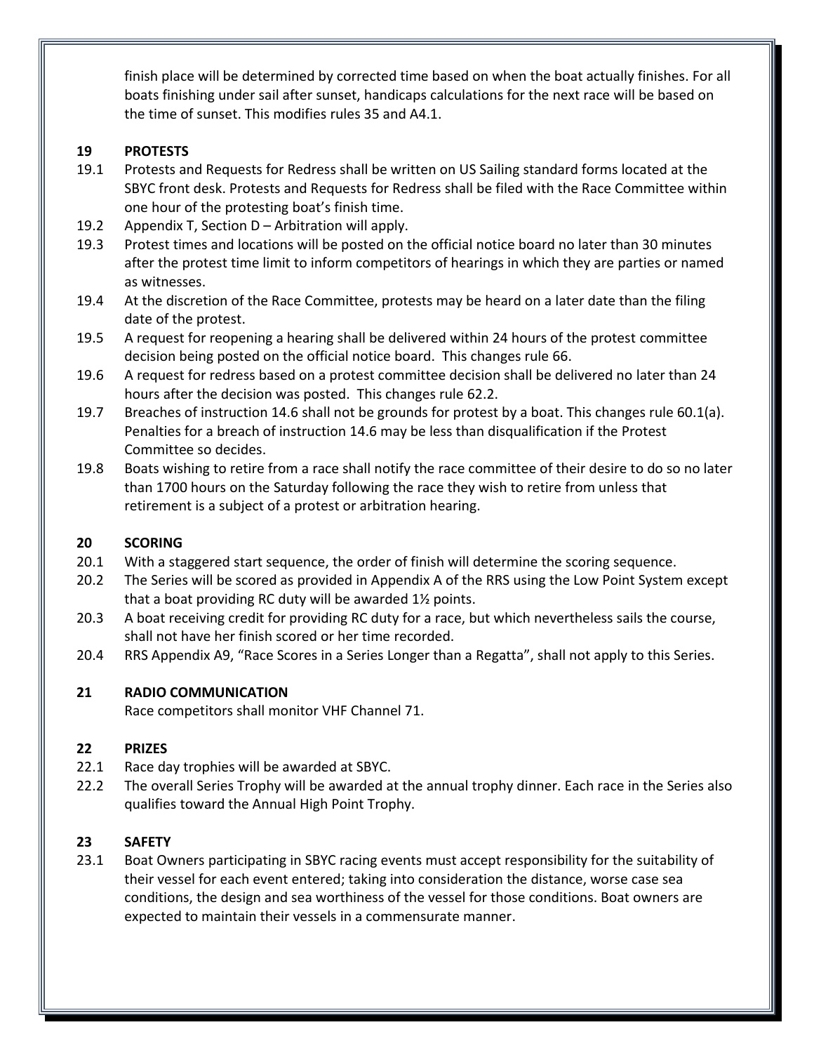finish place will be determined by corrected time based on when the boat actually finishes. For all boats finishing under sail after sunset, handicaps calculations for the next race will be based on the time of sunset. This modifies rules 35 and A4.1.

## 19 PROTESTS

19.1 Protests and Requests for Redress shall be written on US Sailing standard forms located at the SBYC front desk. Protests and Requests for Redress shall be filed with the Race Committee within one hour of the protesting boat's finish time.

19.2 Appendix T, Section D – Arbitration will apply.

19.3 Protest times and locations will be posted on the official notice board no later than 30 minutes after the protest time limit to inform competitors of hearings in which they are parties or named as witnesses.

19.4 At the discretion of the Race Committee, protests may be heard on a later date than the filing date of the protest.

19.5 A request for reopening a hearing shall be delivered within 24 hours of the protest committee decision being posted on the official notice board. This changes rule 66.

19.6 A request for redress based on a protest committee decision shall be delivered no later than 24 hours after the decision was posted. This changes rule 62.2.

19.7 Breaches of instruction 14.6 shall not be grounds for protest by a boat. This changes rule 60.1(a). Penalties for a breach of instruction 14.6 may be less than disqualification if the Protest Committee so decides.

19.8 Boats wishing to retire from a race shall notify the race committee of their desire to do so no later than 1700 hours on the Saturday following the race they wish to retire from unless that retirement is a subject of a protest or arbitration hearing.

## 20 SCORING

20.1 With a staggered start sequence, the order of finish will determine the scoring sequence.

20.2 The Series will be scored as provided in Appendix A of the RRS using the Low Point System except that a boat providing RC duty will be awarded 1½ points.

20.3 A boat receiving credit for providing RC duty for a race, but which nevertheless sails the course, shall not have her finish scored or her time recorded.

20.4 RRS Appendix A9, "Race Scores in a Series Longer than a Regatta", shall not apply to this Series.

## 21 RADIO COMMUNICATION

Race competitors shall monitor VHF Channel 71.

## 22 PRIZES

22.1 Race day trophies will be awarded at SBYC.

22.2 The overall Series Trophy will be awarded at the annual trophy dinner. Each race in the Series also qualifies toward the Annual High Point Trophy.

## 23 SAFETY

23.1 Boat Owners participating in SBYC racing events must accept responsibility for the suitability of their vessel for each event entered; taking into consideration the distance, worse case sea conditions, the design and sea worthiness of the vessel for those conditions. Boat owners are expected to maintain their vessels in a commensurate manner.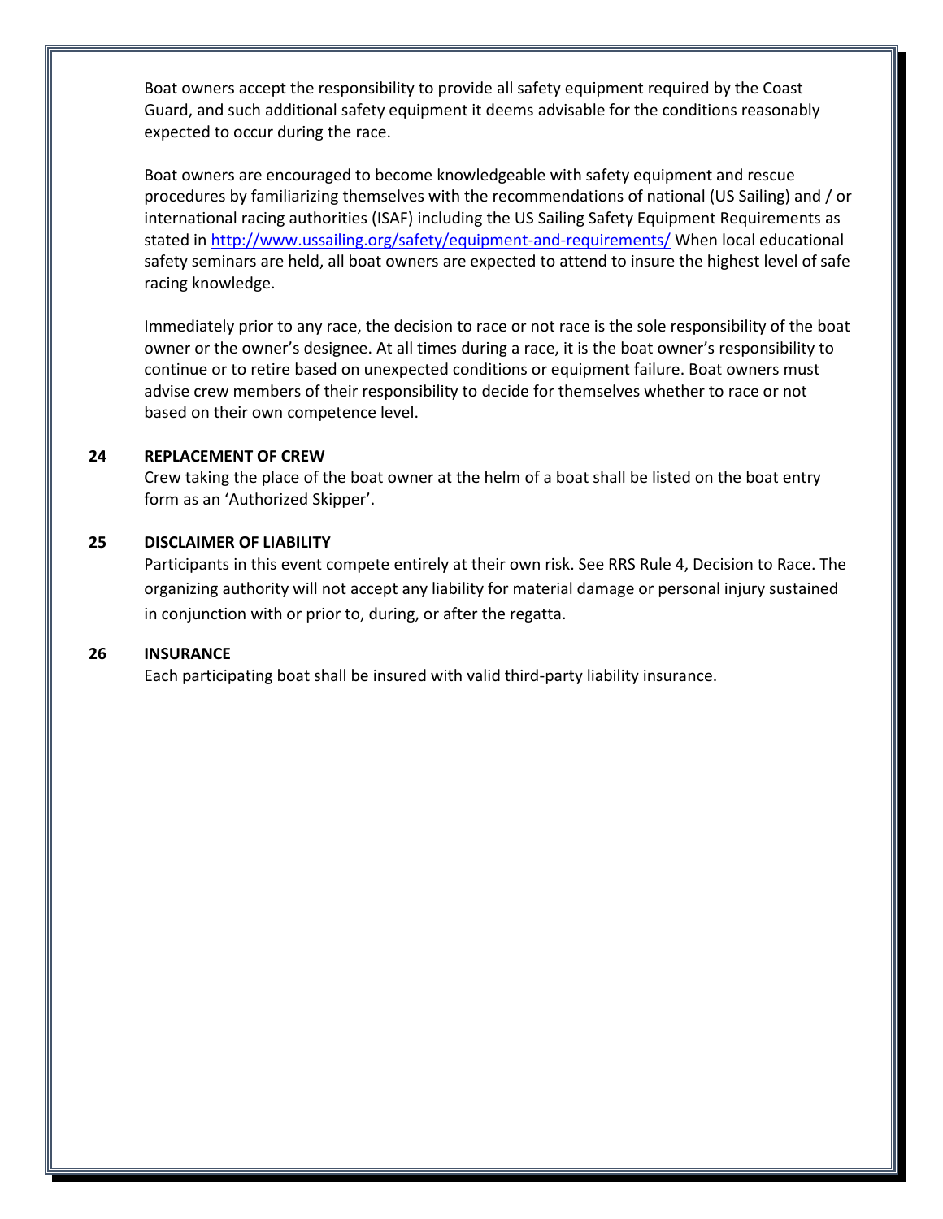Boat owners accept the responsibility to provide all safety equipment required by the Coast Guard, and such additional safety equipment it deems advisable for the conditions reasonably expected to occur during the race.

Boat owners are encouraged to become knowledgeable with safety equipment and rescue procedures by familiarizing themselves with the recommendations of national (US Sailing) and / or international racing authorities (ISAF) including the US Sailing Safety Equipment Requirements as stated in http://www.ussailing.org/safety/equipment-and-requirements/ When local educational safety seminars are held, all boat owners are expected to attend to insure the highest level of safe racing knowledge.

Immediately prior to any race, the decision to race or not race is the sole responsibility of the boat owner or the owner's designee. At all times during a race, it is the boat owner's responsibility to continue or to retire based on unexpected conditions or equipment failure. Boat owners must advise crew members of their responsibility to decide for themselves whether to race or not based on their own competence level.

**24 REPLACEMENT OF CREW**

Crew taking the place of the boat owner at the helm of a boat shall be listed on the boat entry form as an 'Authorized Skipper'.

**25 DISCLAIMER OF LIABILITY**

Participants in this event compete entirely at their own risk. See RRS Rule 4, Decision to Race. The organizing authority will not accept any liability for material damage or personal injury sustained in conjunction with or prior to, during, or after the regatta.

**26 INSURANCE**

Each participating boat shall be insured with valid third-party liability insurance.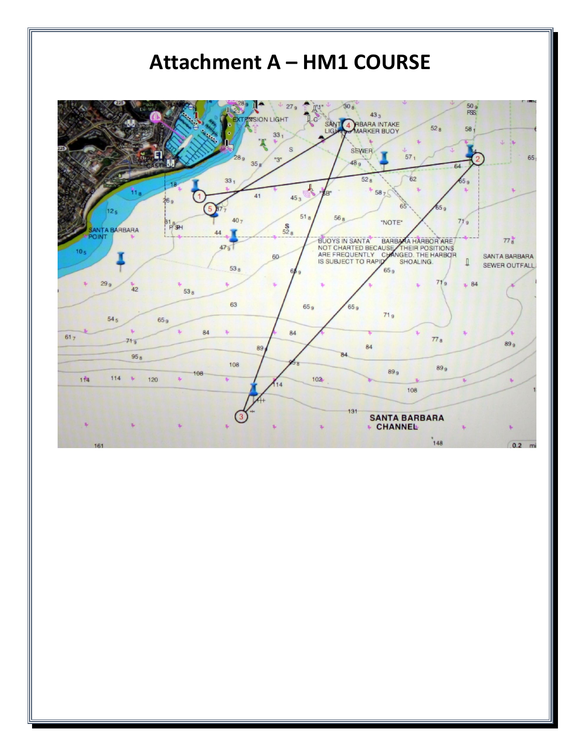# Attachment A – HM1 COURSE

EXTENSION LIGHT

SANTA BARBARA INTAKE LIGHTED MARKER BUOY

SEWER

"3"

"SB"

"NOTE"

SANTA BARBARA POINT

BUOYS IN SANTA BARBARA HARBOR ARE NOT CHARTED BECAUSE THEIR POSITIONS ARE FREQUENTLY CHANGED. THE HARBOR IS SUBJECT TO RAPID SHOALING.

SANTA BARBARA SEWER OUTFALL

SANTA BARBARA CHANNEL

1

2

3

4

5

0.2 mi